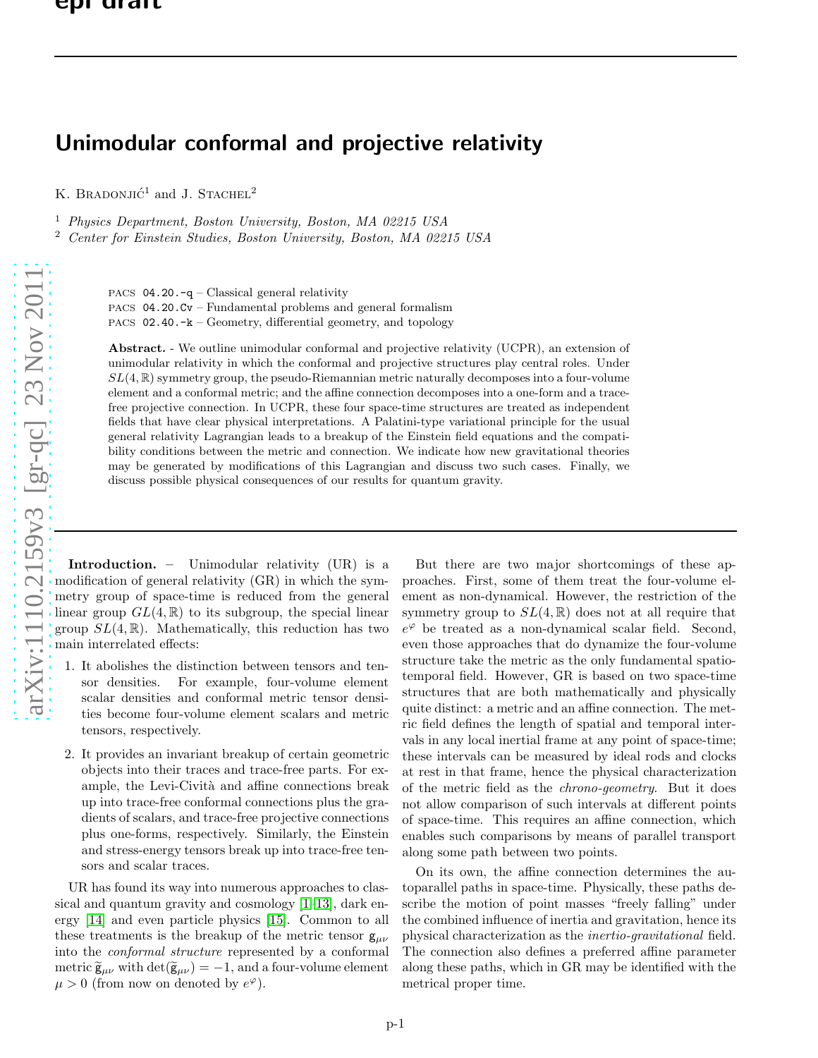# Unimodular conformal and projective relativity

K. Bradonjić[1] and J. Stachel[2]

[1] *Physics Department, Boston University, Boston, MA 02215 USA*
[2] *Center for Einstein Studies, Boston University, Boston, MA 02215 USA*

PACS 04.20.-q – Classical general relativity
PACS 04.20.Cv – Fundamental problems and general formalism
PACS 02.40.-k – Geometry, differential geometry, and topology

**Abstract.** - We outline unimodular conformal and projective relativity (UCPR), an extension of unimodular relativity in which the conformal and projective structures play central roles. Under $SL(4,\mathbb{R})$ symmetry group, the pseudo-Riemannian metric naturally decomposes into a four-volume element and a conformal metric; and the affine connection decomposes into a one-form and a trace-free projective connection. In UCPR, these four space-time structures are treated as independent fields that have clear physical interpretations. A Palatini-type variational principle for the usual general relativity Lagrangian leads to a breakup of the Einstein field equations and the compatibility conditions between the metric and connection. We indicate how new gravitational theories may be generated by modifications of this Lagrangian and discuss two such cases. Finally, we discuss possible physical consequences of our results for quantum gravity.

**Introduction.** – Unimodular relativity (UR) is a modification of general relativity (GR) in which the symmetry group of space-time is reduced from the general linear group $GL(4,\mathbb{R})$ to its subgroup, the special linear group $SL(4,\mathbb{R})$. Mathematically, this reduction has two main interrelated effects:

1. It abolishes the distinction between tensors and tensor densities. For example, four-volume element scalar densities and conformal metric tensor densities become four-volume element scalars and metric tensors, respectively.
2. It provides an invariant breakup of certain geometric objects into their traces and trace-free parts. For example, the Levi-Cività and affine connections break up into trace-free conformal connections plus the gradients of scalars, and trace-free projective connections plus one-forms, respectively. Similarly, the Einstein and stress-energy tensors break up into trace-free tensors and scalar traces.

UR has found its way into numerous approaches to classical and quantum gravity and cosmology [1–13], dark energy [14] and even particle physics [15]. Common to all these treatments is the breakup of the metric tensor $\mathsf{g}_{\mu\nu}$ into the *conformal structure* represented by a conformal metric $\widetilde{\mathsf{g}}_{\mu\nu}$ with $\det(\widetilde{\mathsf{g}}_{\mu\nu}) = -1$, and a four-volume element $\mu > 0$ (from now on denoted by $e^{\varphi}$).

But there are two major shortcomings of these approaches. First, some of them treat the four-volume element as non-dynamical. However, the restriction of the symmetry group to $SL(4,\mathbb{R})$ does not at all require that $e^{\varphi}$ be treated as a non-dynamical scalar field. Second, even those approaches that do dynamize the four-volume structure take the metric as the only fundamental spatio-temporal field. However, GR is based on two space-time structures that are both mathematically and physically quite distinct: a metric and an affine connection. The metric field defines the length of spatial and temporal intervals in any local inertial frame at any point of space-time; these intervals can be measured by ideal rods and clocks at rest in that frame, hence the physical characterization of the metric field as the *chrono-geometry*. But it does not allow comparison of such intervals at different points of space-time. This requires an affine connection, which enables such comparisons by means of parallel transport along some path between two points.

On its own, the affine connection determines the autoparallel paths in space-time. Physically, these paths describe the motion of point masses "freely falling" under the combined influence of inertia and gravitation, hence its physical characterization as the *inertio-gravitational* field. The connection also defines a preferred affine parameter along these paths, which in GR may be identified with the metrical proper time.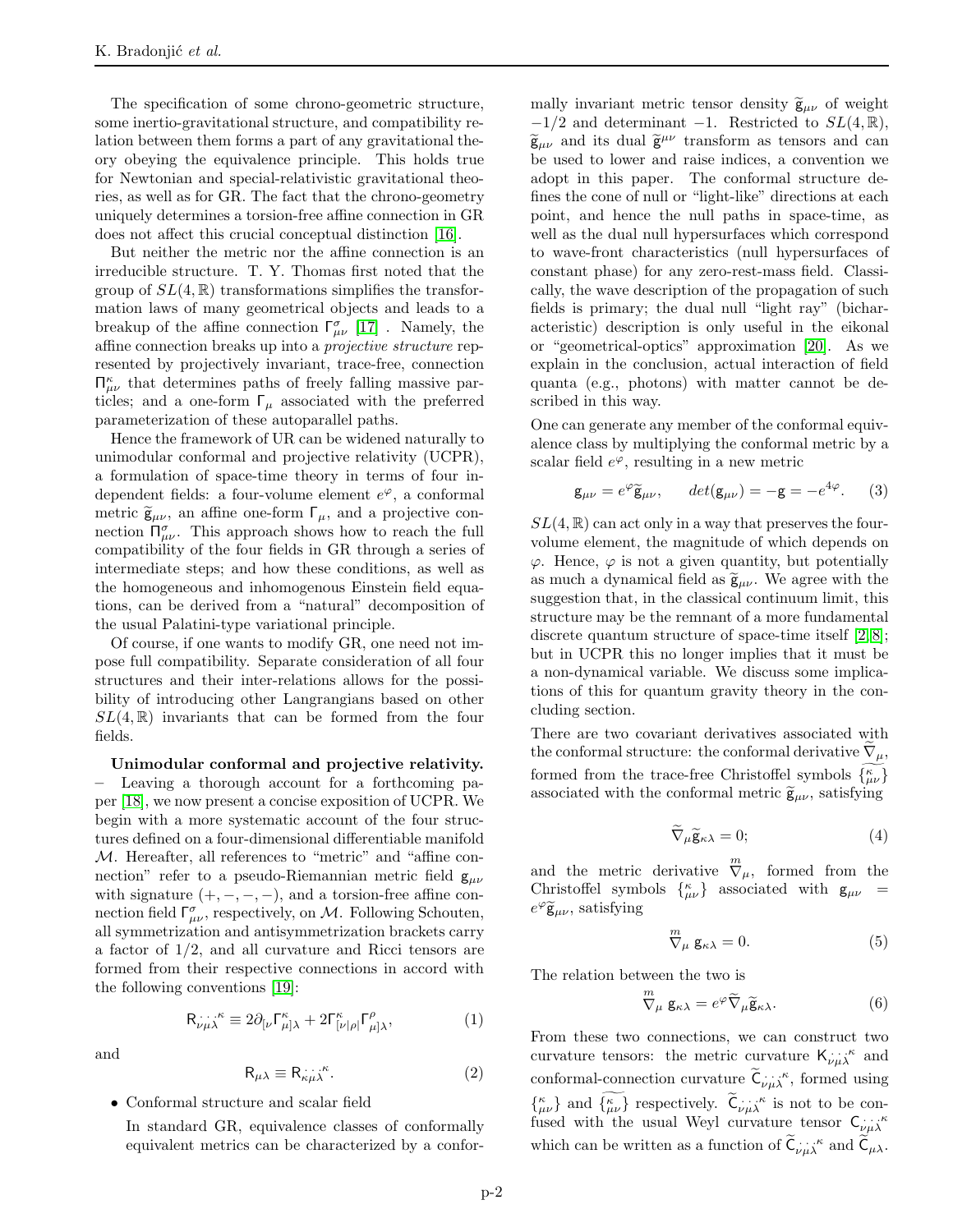The specification of some chrono-geometric structure, some inertio-gravitational structure, and compatibility relation between them forms a part of any gravitational theory obeying the equivalence principle. This holds true for Newtonian and special-relativistic gravitational theories, as well as for GR. The fact that the chrono-geometry uniquely determines a torsion-free affine connection in GR does not affect this crucial conceptual distinction [16].

But neither the metric nor the affine connection is an irreducible structure. T. Y. Thomas first noted that the group of $SL(4,\mathbb{R})$ transformations simplifies the transformation laws of many geometrical objects and leads to a breakup of the affine connection $\Gamma^{\sigma}_{\mu\nu}$ [17] . Namely, the affine connection breaks up into a *projective structure* represented by projectively invariant, trace-free, connection $\Pi^{\kappa}_{\mu\nu}$ that determines paths of freely falling massive particles; and a one-form $\Gamma_{\mu}$ associated with the preferred parameterization of these autoparallel paths.

Hence the framework of UR can be widened naturally to unimodular conformal and projective relativity (UCPR), a formulation of space-time theory in terms of four independent fields: a four-volume element $e^{\varphi}$, a conformal metric $\widetilde{\mathsf{g}}_{\mu\nu}$, an affine one-form $\Gamma_{\mu}$, and a projective connection $\Pi^{\sigma}_{\mu\nu}$. This approach shows how to reach the full compatibility of the four fields in GR through a series of intermediate steps; and how these conditions, as well as the homogeneous and inhomogenous Einstein field equations, can be derived from a "natural" decomposition of the usual Palatini-type variational principle.

Of course, if one wants to modify GR, one need not impose full compatibility. Separate consideration of all four structures and their inter-relations allows for the possibility of introducing other Langrangians based on other $SL(4,\mathbb{R})$ invariants that can be formed from the four fields.

**Unimodular conformal and projective relativity.** – Leaving a thorough account for a forthcoming paper [18], we now present a concise exposition of UCPR. We begin with a more systematic account of the four structures defined on a four-dimensional differentiable manifold $\mathcal{M}$. Hereafter, all references to "metric" and "affine connection" refer to a pseudo-Riemannian metric field $\mathsf{g}_{\mu\nu}$ with signature $(+,-,-,-)$, and a torsion-free affine connection field $\Gamma^{\sigma}_{\mu\nu}$, respectively, on $\mathcal{M}$. Following Schouten, all symmetrization and antisymmetrization brackets carry a factor of 1/2, and all curvature and Ricci tensors are formed from their respective connections in accord with the following conventions [19]:

$$\mathsf{R}_{\nu\mu\lambda}{}^{\kappa} \equiv 2\partial_{[\nu}\Gamma^{\kappa}_{\mu]\lambda} + 2\Gamma^{\kappa}_{[\nu|\rho|}\Gamma^{\rho}_{\mu]\lambda}, \tag{1}$$

and

$$\mathsf{R}_{\mu\lambda} \equiv \mathsf{R}_{\kappa\mu\lambda}{}^{\kappa}. \tag{2}$$

- Conformal structure and scalar field

  In standard GR, equivalence classes of conformally equivalent metrics can be characterized by a conformally invariant metric tensor density $\widetilde{\mathsf{g}}_{\mu\nu}$ of weight $-1/2$ and determinant $-1$. Restricted to $SL(4,\mathbb{R})$, $\widetilde{\mathsf{g}}_{\mu\nu}$ and its dual $\widetilde{\mathsf{g}}^{\mu\nu}$ transform as tensors and can be used to lower and raise indices, a convention we adopt in this paper. The conformal structure defines the cone of null or "light-like" directions at each point, and hence the null paths in space-time, as well as the dual null hypersurfaces which correspond to wave-front characteristics (null hypersurfaces of constant phase) for any zero-rest-mass field. Classically, the wave description of the propagation of such fields is primary; the dual null "light ray" (bicharacteristic) description is only useful in the eikonal or "geometrical-optics" approximation [20]. As we explain in the conclusion, actual interaction of field quanta (e.g., photons) with matter cannot be described in this way.

One can generate any member of the conformal equivalence class by multiplying the conformal metric by a scalar field $e^{\varphi}$, resulting in a new metric

$$\mathsf{g}_{\mu\nu} = e^{\varphi}\widetilde{\mathsf{g}}_{\mu\nu}, \qquad det(\mathsf{g}_{\mu\nu}) = -\mathsf{g} = -e^{4\varphi}. \tag{3}$$

$SL(4,\mathbb{R})$ can act only in a way that preserves the four-volume element, the magnitude of which depends on $\varphi$. Hence, $\varphi$ is not a given quantity, but potentially as much a dynamical field as $\widetilde{\mathsf{g}}_{\mu\nu}$. We agree with the suggestion that, in the classical continuum limit, this structure may be the remnant of a more fundamental discrete quantum structure of space-time itself [2,8]; but in UCPR this no longer implies that it must be a non-dynamical variable. We discuss some implications of this for quantum gravity theory in the concluding section.

There are two covariant derivatives associated with the conformal structure: the conformal derivative $\widetilde{\nabla}_{\mu}$, formed from the trace-free Christoffel symbols $\widetilde{\{^{\kappa}_{\mu\nu}\}}$ associated with the conformal metric $\widetilde{\mathsf{g}}_{\mu\nu}$, satisfying

$$\widetilde{\nabla}_{\mu}\widetilde{\mathsf{g}}_{\kappa\lambda} = 0; \tag{4}$$

and the metric derivative $\overset{m}{\nabla}_{\mu}$, formed from the Christoffel symbols $\{^{\kappa}_{\mu\nu}\}$ associated with $\mathsf{g}_{\mu\nu} = e^{\varphi}\widetilde{\mathsf{g}}_{\mu\nu}$, satisfying

$$\overset{m}{\nabla}_{\mu}\, \mathsf{g}_{\kappa\lambda} = 0. \tag{5}$$

The relation between the two is

$$\overset{m}{\nabla}_{\mu}\, \mathsf{g}_{\kappa\lambda} = e^{\varphi}\widetilde{\nabla}_{\mu}\widetilde{\mathsf{g}}_{\kappa\lambda}. \tag{6}$$

From these two connections, we can construct two curvature tensors: the metric curvature $\mathsf{K}_{\nu\mu\lambda}{}^{\kappa}$ and conformal-connection curvature $\widetilde{\mathsf{C}}_{\nu\mu\lambda}{}^{\kappa}$, formed using $\{^{\kappa}_{\mu\nu}\}$ and $\widetilde{\{^{\kappa}_{\mu\nu}\}}$ respectively. $\widetilde{\mathsf{C}}_{\nu\mu\lambda}{}^{\kappa}$ is not to be confused with the usual Weyl curvature tensor $\mathsf{C}_{\nu\mu\lambda}{}^{\kappa}$ which can be written as a function of $\widetilde{\mathsf{C}}_{\nu\mu\lambda}{}^{\kappa}$ and $\widetilde{\mathsf{C}}_{\mu\lambda}$.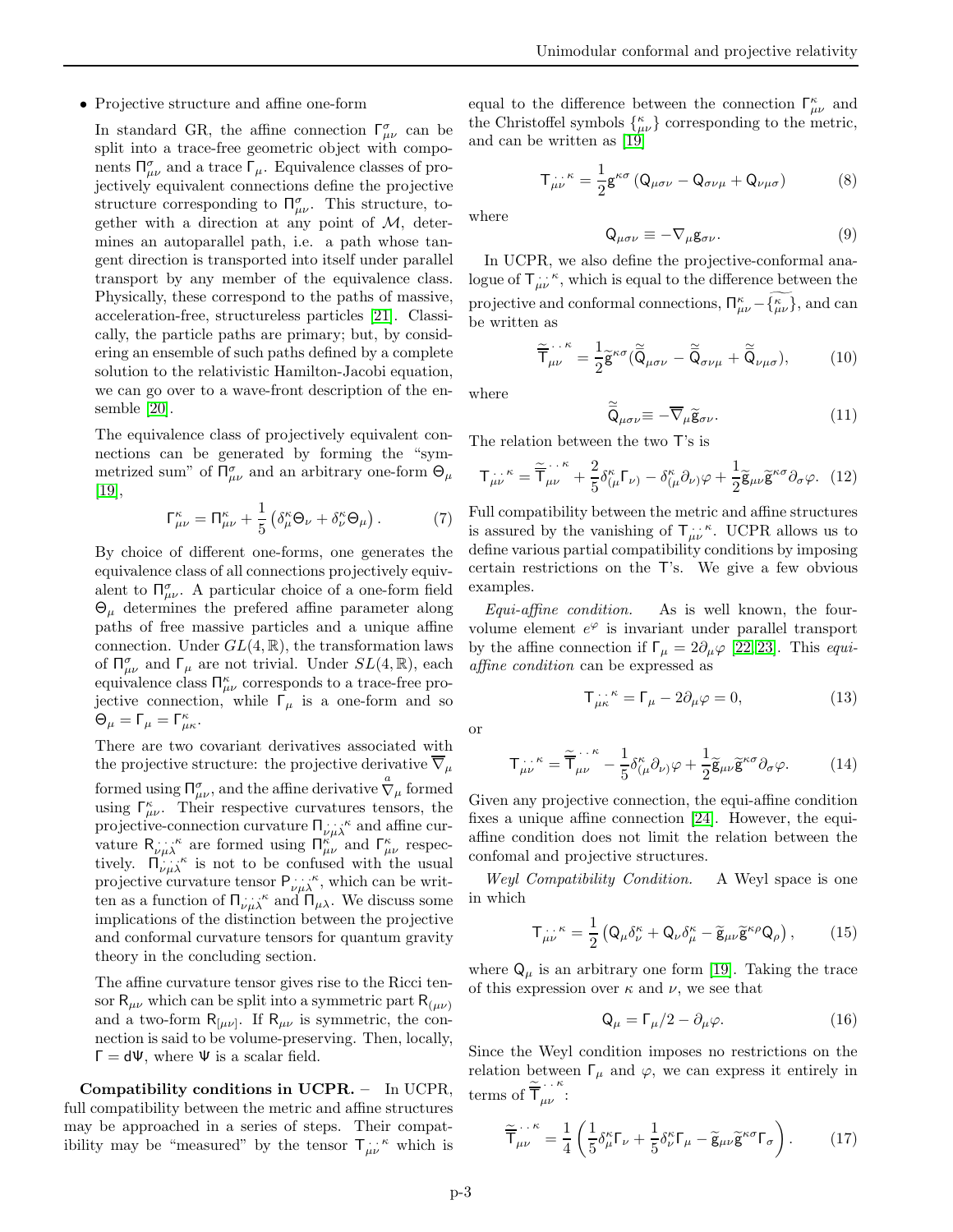- Projective structure and affine one-form

  In standard GR, the affine connection $\mathsf{\Gamma}^{\sigma}_{\mu\nu}$ can be split into a trace-free geometric object with components $\mathsf{\Pi}^{\sigma}_{\mu\nu}$ and a trace $\mathsf{\Gamma}_{\mu}$. Equivalence classes of projectively equivalent connections define the projective structure corresponding to $\mathsf{\Pi}^{\sigma}_{\mu\nu}$. This structure, together with a direction at any point of $\mathcal{M}$, determines an autoparallel path, i.e. a path whose tangent direction is transported into itself under parallel transport by any member of the equivalence class. Physically, these correspond to the paths of massive, acceleration-free, structureless particles [21]. Classically, the particle paths are primary; but, by considering an ensemble of such paths defined by a complete solution to the relativistic Hamilton-Jacobi equation, we can go over to a wave-front description of the ensemble [20].

  The equivalence class of projectively equivalent connections can be generated by forming the "symmetrized sum" of $\mathsf{\Pi}^{\sigma}_{\mu\nu}$ and an arbitrary one-form $\Theta_{\mu}$ [19],

$$\mathsf{\Gamma}^{\kappa}_{\mu\nu} = \mathsf{\Pi}^{\kappa}_{\mu\nu} + \frac{1}{5}\left(\delta^{\kappa}_{\mu}\Theta_{\nu} + \delta^{\kappa}_{\nu}\Theta_{\mu}\right). \tag{7}$$

  By choice of different one-forms, one generates the equivalence class of all connections projectively equivalent to $\mathsf{\Pi}^{\sigma}_{\mu\nu}$. A particular choice of a one-form field $\Theta_{\mu}$ determines the prefered affine parameter along paths of free massive particles and a unique affine connection. Under $GL(4,\mathbb{R})$, the transformation laws of $\mathsf{\Pi}^{\sigma}_{\mu\nu}$ and $\mathsf{\Gamma}_{\mu}$ are not trivial. Under $SL(4,\mathbb{R})$, each equivalence class $\mathsf{\Pi}^{\kappa}_{\mu\nu}$ corresponds to a trace-free projective connection, while $\mathsf{\Gamma}_{\mu}$ is a one-form and so $\Theta_{\mu} = \mathsf{\Gamma}_{\mu} = \mathsf{\Gamma}^{\kappa}_{\mu\kappa}$.

  There are two covariant derivatives associated with the projective structure: the projective derivative $\overline{\nabla}_{\mu}$ formed using $\mathsf{\Pi}^{\sigma}_{\mu\nu}$, and the affine derivative $\overset{a}{\nabla}_{\mu}$ formed using $\mathsf{\Gamma}^{\kappa}_{\mu\nu}$. Their respective curvatures tensors, the projective-connection curvature $\mathsf{\Pi}_{\nu\mu\lambda}^{\cdot\,\cdot\,\cdot\,\kappa}$ and affine curvature $\mathsf{R}_{\nu\mu\lambda}^{\cdot\,\cdot\,\cdot\,\kappa}$ are formed using $\mathsf{\Pi}^{\kappa}_{\mu\nu}$ and $\mathsf{\Gamma}^{\kappa}_{\mu\nu}$ respectively. $\mathsf{\Pi}_{\nu\mu\lambda}^{\cdot\,\cdot\,\cdot\,\kappa}$ is not to be confused with the usual projective curvature tensor $\mathsf{P}_{\nu\mu\lambda}^{\cdot\,\cdot\,\cdot\,\kappa}$, which can be written as a function of $\mathsf{\Pi}_{\nu\mu\lambda}^{\cdot\,\cdot\,\cdot\,\kappa}$ and $\mathsf{\Pi}_{\mu\lambda}$. We discuss some implications of the distinction between the projective and conformal curvature tensors for quantum gravity theory in the concluding section.

  The affine curvature tensor gives rise to the Ricci tensor $\mathsf{R}_{\mu\nu}$ which can be split into a symmetric part $\mathsf{R}_{(\mu\nu)}$ and a two-form $\mathsf{R}_{[\mu\nu]}$. If $\mathsf{R}_{\mu\nu}$ is symmetric, the connection is said to be volume-preserving. Then, locally, $\mathsf{\Gamma} = \mathsf{d}\Psi$, where $\Psi$ is a scalar field.

**Compatibility conditions in UCPR.** – In UCPR, full compatibility between the metric and affine structures may be approached in a series of steps. Their compatibility may be "measured" by the tensor $\mathsf{T}_{\mu\nu}^{\cdot\,\cdot\,\kappa}$ which is equal to the difference between the connection $\mathsf{\Gamma}^{\kappa}_{\mu\nu}$ and the Christoffel symbols $\{^{\kappa}_{\mu\nu}\}$ corresponding to the metric, and can be written as [19]

$$\mathsf{T}_{\mu\nu}^{\cdot\,\cdot\,\kappa} = \frac{1}{2}\mathsf{g}^{\kappa\sigma}\left(\mathsf{Q}_{\mu\sigma\nu} - \mathsf{Q}_{\sigma\nu\mu} + \mathsf{Q}_{\nu\mu\sigma}\right) \tag{8}$$

where

$$\mathsf{Q}_{\mu\sigma\nu} \equiv -\nabla_{\mu}\mathsf{g}_{\sigma\nu}. \tag{9}$$

In UCPR, we also define the projective-conformal analogue of $\mathsf{T}_{\mu\nu}^{\cdot\,\cdot\,\kappa}$, which is equal to the difference between the projective and conformal connections, $\mathsf{\Pi}^{\kappa}_{\mu\nu} - \widetilde{\{^{\kappa}_{\mu\nu}\}}$, and can be written as

$$\widetilde{\overline{\mathsf{T}}}_{\mu\nu}^{\cdot\,\cdot\,\kappa} = \frac{1}{2}\widetilde{\mathsf{g}}^{\kappa\sigma}(\widetilde{\overline{\mathsf{Q}}}_{\mu\sigma\nu} - \widetilde{\overline{\mathsf{Q}}}_{\sigma\nu\mu} + \widetilde{\overline{\mathsf{Q}}}_{\nu\mu\sigma}), \tag{10}$$

where

$$\widetilde{\overline{\mathsf{Q}}}_{\mu\sigma\nu} \equiv -\overline{\nabla}_{\mu}\widetilde{\mathsf{g}}_{\sigma\nu}. \tag{11}$$

The relation between the two $\mathsf{T}$'s is

$$\mathsf{T}_{\mu\nu}^{\cdot\,\cdot\,\kappa} = \widetilde{\overline{\mathsf{T}}}_{\mu\nu}^{\cdot\,\cdot\,\kappa} + \frac{2}{5}\delta^{\kappa}_{(\mu}\mathsf{\Gamma}_{\nu)} - \delta^{\kappa}_{(\mu}\partial_{\nu)}\varphi + \frac{1}{2}\widetilde{\mathsf{g}}_{\mu\nu}\widetilde{\mathsf{g}}^{\kappa\sigma}\partial_{\sigma}\varphi. \tag{12}$$

Full compatibility between the metric and affine structures is assured by the vanishing of $\mathsf{T}_{\mu\nu}^{\cdot\,\cdot\,\kappa}$. UCPR allows us to define various partial compatibility conditions by imposing certain restrictions on the $\mathsf{T}$'s. We give a few obvious examples.

*Equi-affine condition.* As is well known, the four-volume element $e^{\varphi}$ is invariant under parallel transport by the affine connection if $\mathsf{\Gamma}_{\mu} = 2\partial_{\mu}\varphi$ [22,23]. This *equi-affine condition* can be expressed as

$$\mathsf{T}_{\mu\kappa}^{\cdot\,\cdot\,\kappa} = \mathsf{\Gamma}_{\mu} - 2\partial_{\mu}\varphi = 0, \tag{13}$$

or

$$\mathsf{T}_{\mu\nu}^{\cdot\,\cdot\,\kappa} = \widetilde{\overline{\mathsf{T}}}_{\mu\nu}^{\cdot\,\cdot\,\kappa} - \frac{1}{5}\delta^{\kappa}_{(\mu}\partial_{\nu)}\varphi + \frac{1}{2}\widetilde{\mathsf{g}}_{\mu\nu}\widetilde{\mathsf{g}}^{\kappa\sigma}\partial_{\sigma}\varphi. \tag{14}$$

Given any projective connection, the equi-affine condition fixes a unique affine connection [24]. However, the equi-affine condition does not limit the relation between the confomal and projective structures.

*Weyl Compatibility Condition.* A Weyl space is one in which

$$\mathsf{T}_{\mu\nu}^{\cdot\,\cdot\,\kappa} = \frac{1}{2}\left(\mathsf{Q}_{\mu}\delta^{\kappa}_{\nu} + \mathsf{Q}_{\nu}\delta^{\kappa}_{\mu} - \widetilde{\mathsf{g}}_{\mu\nu}\widetilde{\mathsf{g}}^{\kappa\rho}\mathsf{Q}_{\rho}\right), \tag{15}$$

where $\mathsf{Q}_{\mu}$ is an arbitrary one form [19]. Taking the trace of this expression over $\kappa$ and $\nu$, we see that

$$\mathsf{Q}_{\mu} = \mathsf{\Gamma}_{\mu}/2 - \partial_{\mu}\varphi. \tag{16}$$

Since the Weyl condition imposes no restrictions on the relation between $\mathsf{\Gamma}_{\mu}$ and $\varphi$, we can express it entirely in terms of $\widetilde{\overline{\mathsf{T}}}_{\mu\nu}^{\cdot\,\cdot\,\kappa}$:

$$\widetilde{\overline{\mathsf{T}}}_{\mu\nu}^{\cdot\,\cdot\,\kappa} = \frac{1}{4}\left(\frac{1}{5}\delta^{\kappa}_{\mu}\mathsf{\Gamma}_{\nu} + \frac{1}{5}\delta^{\kappa}_{\nu}\mathsf{\Gamma}_{\mu} - \widetilde{\mathsf{g}}_{\mu\nu}\widetilde{\mathsf{g}}^{\kappa\sigma}\mathsf{\Gamma}_{\sigma}\right). \tag{17}$$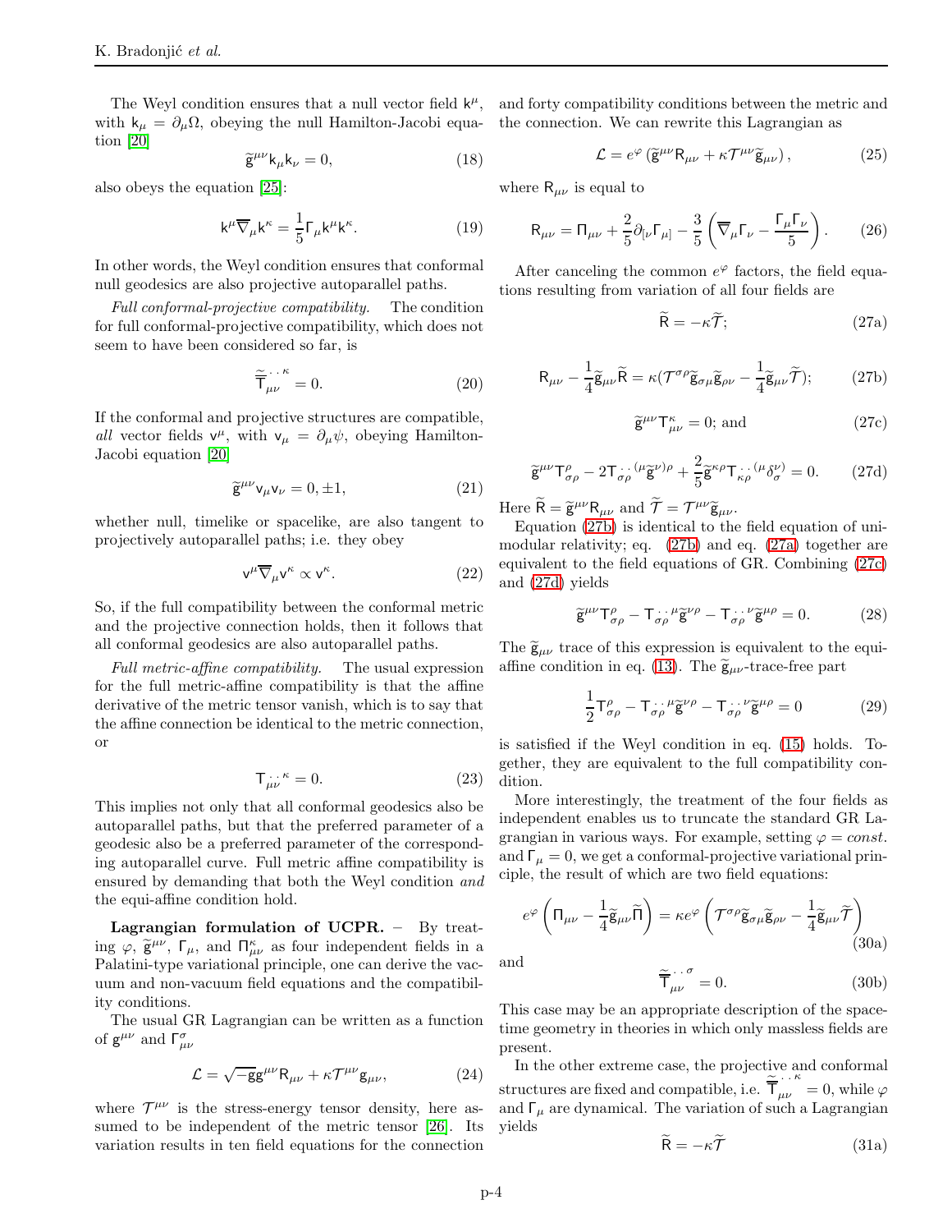The Weyl condition ensures that a null vector field $\mathsf{k}^\mu$, with $\mathsf{k}_\mu = \partial_\mu \Omega$, obeying the null Hamilton-Jacobi equation [20]

$$\widetilde{\mathsf{g}}^{\mu\nu}\mathsf{k}_\mu \mathsf{k}_\nu = 0, \tag{18}$$

also obeys the equation [25]:

$$\mathsf{k}^\mu \overline{\nabla}_\mu \mathsf{k}^\kappa = \frac{1}{5}\Gamma_\mu \mathsf{k}^\mu \mathsf{k}^\kappa. \tag{19}$$

In other words, the Weyl condition ensures that conformal null geodesics are also projective autoparallel paths.

*Full conformal-projective compatibility.* The condition for full conformal-projective compatibility, which does not seem to have been considered so far, is

$$\widetilde{\overline{\mathsf{T}}}_{\mu\nu}^{\cdot\,\cdot\,\kappa} = 0. \tag{20}$$

If the conformal and projective structures are compatible, *all* vector fields $\mathsf{v}^\mu$, with $\mathsf{v}_\mu = \partial_\mu \psi$, obeying Hamilton-Jacobi equation [20]

$$\widetilde{\mathsf{g}}^{\mu\nu}\mathsf{v}_\mu \mathsf{v}_\nu = 0, \pm 1, \tag{21}$$

whether null, timelike or spacelike, are also tangent to projectively autoparallel paths; i.e. they obey

$$\mathsf{v}^\mu \overline{\nabla}_\mu \mathsf{v}^\kappa \propto \mathsf{v}^\kappa. \tag{22}$$

So, if the full compatibility between the conformal metric and the projective connection holds, then it follows that all conformal geodesics are also autoparallel paths.

*Full metric-affine compatibility.* The usual expression for the full metric-affine compatibility is that the affine derivative of the metric tensor vanish, which is to say that the affine connection be identical to the metric connection, or

$$\mathsf{T}_{\mu\nu}^{\cdot\,\cdot\,\kappa} = 0. \tag{23}$$

This implies not only that all conformal geodesics also be autoparallel paths, but that the preferred parameter of a geodesic also be a preferred parameter of the corresponding autoparallel curve. Full metric affine compatibility is ensured by demanding that both the Weyl condition *and* the equi-affine condition hold.

**Lagrangian formulation of UCPR.** – By treating $\varphi$, $\widetilde{\mathsf{g}}^{\mu\nu}$, $\Gamma_\mu$, and $\Pi^\kappa_{\mu\nu}$ as four independent fields in a Palatini-type variational principle, one can derive the vacuum and non-vacuum field equations and the compatibility conditions.

The usual GR Lagrangian can be written as a function of $\mathsf{g}^{\mu\nu}$ and $\Gamma^\sigma_{\mu\nu}$

$$\mathcal{L} = \sqrt{-\mathsf{g}}\mathsf{g}^{\mu\nu}\mathsf{R}_{\mu\nu} + \kappa \mathcal{T}^{\mu\nu}\mathsf{g}_{\mu\nu}, \tag{24}$$

where $\mathcal{T}^{\mu\nu}$ is the stress-energy tensor density, here assumed to be independent of the metric tensor [26]. Its variation results in ten field equations for the connection and forty compatibility conditions between the metric and the connection. We can rewrite this Lagrangian as

$$\mathcal{L} = e^\varphi \left(\widetilde{\mathsf{g}}^{\mu\nu}\mathsf{R}_{\mu\nu} + \kappa \mathcal{T}^{\mu\nu}\widetilde{\mathsf{g}}_{\mu\nu}\right), \tag{25}$$

where $\mathsf{R}_{\mu\nu}$ is equal to

$$\mathsf{R}_{\mu\nu} = \Pi_{\mu\nu} + \frac{2}{5}\partial_{[\nu}\Gamma_{\mu]} - \frac{3}{5}\left(\overline{\nabla}_\mu \Gamma_\nu - \frac{\Gamma_\mu \Gamma_\nu}{5}\right). \tag{26}$$

After canceling the common $e^\varphi$ factors, the field equations resulting from variation of all four fields are

$$\widetilde{\mathsf{R}} = -\kappa \widetilde{\mathcal{T}}; \tag{27a}$$

$$\mathsf{R}_{\mu\nu} - \frac{1}{4}\widetilde{\mathsf{g}}_{\mu\nu}\widetilde{\mathsf{R}} = \kappa(\mathcal{T}^{\sigma\rho}\widetilde{\mathsf{g}}_{\sigma\mu}\widetilde{\mathsf{g}}_{\rho\nu} - \frac{1}{4}\widetilde{\mathsf{g}}_{\mu\nu}\widetilde{\mathcal{T}}); \tag{27b}$$

$$\widetilde{\mathsf{g}}^{\mu\nu}\mathsf{T}^\kappa_{\mu\nu} = 0; \text{ and} \tag{27c}$$

$$\widetilde{\mathsf{g}}^{\mu\nu}\mathsf{T}^\rho_{\sigma\rho} - 2\mathsf{T}_{\sigma\rho}^{\cdot\,\cdot\,(\mu}\widetilde{\mathsf{g}}^{\nu)\rho} + \frac{2}{5}\widetilde{\mathsf{g}}^{\kappa\rho}\mathsf{T}_{\kappa\rho}^{\cdot\,\cdot\,(\mu}\delta^{\nu)}_\sigma = 0. \tag{27d}$$

Here $\widetilde{\mathsf{R}} = \widetilde{\mathsf{g}}^{\mu\nu}\mathsf{R}_{\mu\nu}$ and $\widetilde{\mathcal{T}} = \mathcal{T}^{\mu\nu}\widetilde{\mathsf{g}}_{\mu\nu}$.

Equation (27b) is identical to the field equation of unimodular relativity; eq. (27b) and eq. (27a) together are equivalent to the field equations of GR. Combining (27c) and (27d) yields

$$\widetilde{\mathsf{g}}^{\mu\nu}\mathsf{T}^\rho_{\sigma\rho} - \mathsf{T}_{\sigma\rho}^{\cdot\,\cdot\,\mu}\widetilde{\mathsf{g}}^{\nu\rho} - \mathsf{T}_{\sigma\rho}^{\cdot\,\cdot\,\nu}\widetilde{\mathsf{g}}^{\mu\rho} = 0. \tag{28}$$

The $\widetilde{\mathsf{g}}_{\mu\nu}$ trace of this expression is equivalent to the equi-affine condition in eq. (13). The $\widetilde{\mathsf{g}}_{\mu\nu}$-trace-free part

$$\frac{1}{2}\mathsf{T}^\rho_{\sigma\rho} - \mathsf{T}_{\sigma\rho}^{\cdot\,\cdot\,\mu}\widetilde{\mathsf{g}}^{\nu\rho} - \mathsf{T}_{\sigma\rho}^{\cdot\,\cdot\,\nu}\widetilde{\mathsf{g}}^{\mu\rho} = 0 \tag{29}$$

is satisfied if the Weyl condition in eq. (15) holds. Together, they are equivalent to the full compatibility condition.

More interestingly, the treatment of the four fields as independent enables us to truncate the standard GR Lagrangian in various ways. For example, setting $\varphi = const.$ and $\Gamma_\mu = 0$, we get a conformal-projective variational principle, the result of which are two field equations:

$$e^\varphi \left(\Pi_{\mu\nu} - \frac{1}{4}\widetilde{\mathsf{g}}_{\mu\nu}\widetilde{\Pi}\right) = \kappa e^\varphi \left(\mathcal{T}^{\sigma\rho}\widetilde{\mathsf{g}}_{\sigma\mu}\widetilde{\mathsf{g}}_{\rho\nu} - \frac{1}{4}\widetilde{\mathsf{g}}_{\mu\nu}\widetilde{\mathcal{T}}\right) \tag{30a}$$

and

$$\widetilde{\overline{\mathsf{T}}}_{\mu\nu}^{\cdot\,\cdot\,\sigma} = 0. \tag{30b}$$

This case may be an appropriate description of the spacetime geometry in theories in which only massless fields are present.

In the other extreme case, the projective and conformal structures are fixed and compatible, i.e. $\widetilde{\overline{\mathsf{T}}}_{\mu\nu}^{\cdot\,\cdot\,\kappa} = 0$, while $\varphi$ and $\Gamma_\mu$ are dynamical. The variation of such a Lagrangian yields

$$\widetilde{\mathsf{R}} = -\kappa \widetilde{\mathcal{T}} \tag{31a}$$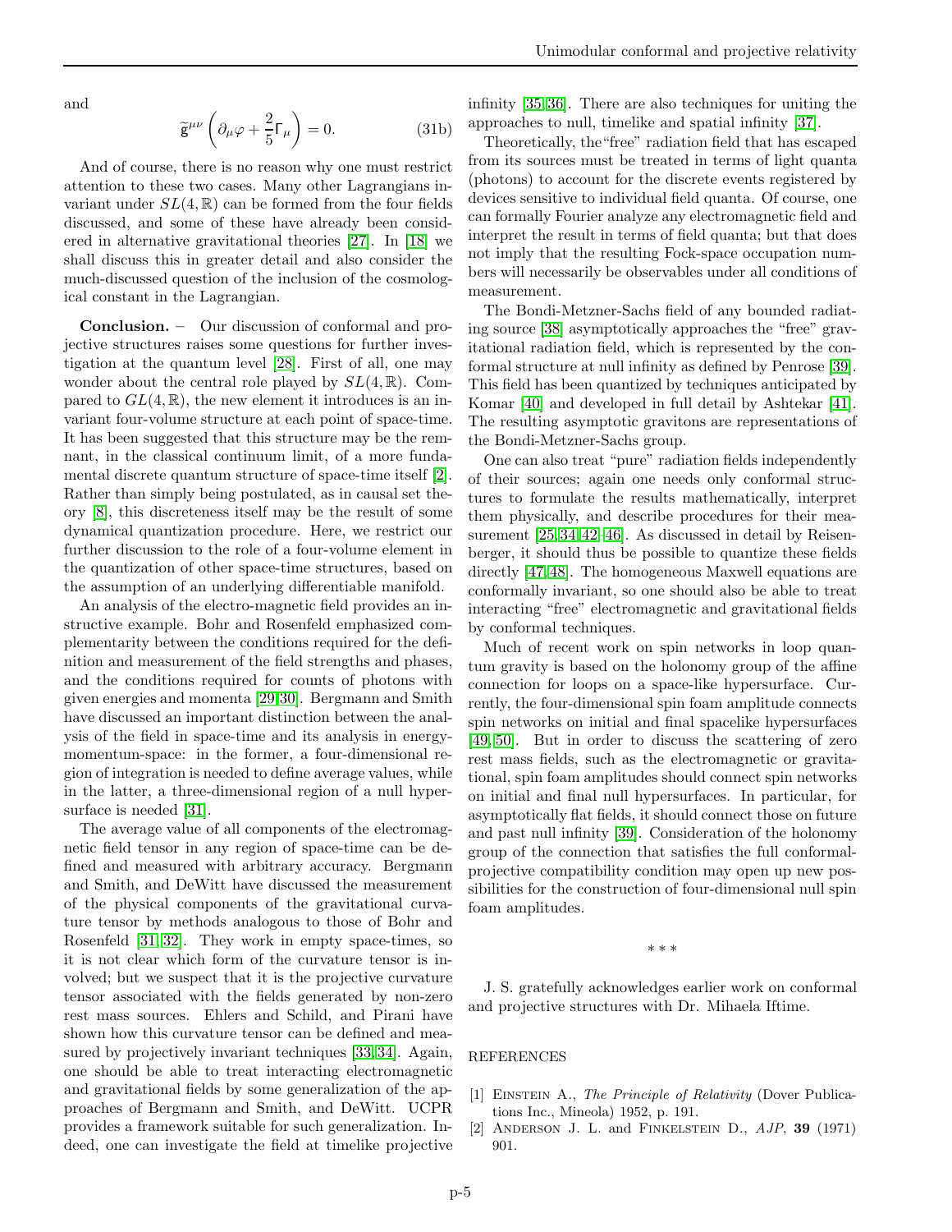and

$$\widetilde{\mathsf{g}}^{\mu\nu}\left(\partial_\mu\varphi + \frac{2}{5}\Gamma_\mu\right) = 0. \tag{31b}$$

And of course, there is no reason why one must restrict attention to these two cases. Many other Lagrangians invariant under $SL(4,\mathbb{R})$ can be formed from the four fields discussed, and some of these have already been considered in alternative gravitational theories [27]. In [18] we shall discuss this in greater detail and also consider the much-discussed question of the inclusion of the cosmological constant in the Lagrangian.

**Conclusion.** – Our discussion of conformal and projective structures raises some questions for further investigation at the quantum level [28]. First of all, one may wonder about the central role played by $SL(4,\mathbb{R})$. Compared to $GL(4,\mathbb{R})$, the new element it introduces is an invariant four-volume structure at each point of space-time. It has been suggested that this structure may be the remnant, in the classical continuum limit, of a more fundamental discrete quantum structure of space-time itself [2]. Rather than simply being postulated, as in causal set theory [8], this discreteness itself may be the result of some dynamical quantization procedure. Here, we restrict our further discussion to the role of a four-volume element in the quantization of other space-time structures, based on the assumption of an underlying differentiable manifold.

An analysis of the electro-magnetic field provides an instructive example. Bohr and Rosenfeld emphasized complementarity between the conditions required for the definition and measurement of the field strengths and phases, and the conditions required for counts of photons with given energies and momenta [29,30]. Bergmann and Smith have discussed an important distinction between the analysis of the field in space-time and its analysis in energy-momentum-space: in the former, a four-dimensional region of integration is needed to define average values, while in the latter, a three-dimensional region of a null hypersurface is needed [31].

The average value of all components of the electromagnetic field tensor in any region of space-time can be defined and measured with arbitrary accuracy. Bergmann and Smith, and DeWitt have discussed the measurement of the physical components of the gravitational curvature tensor by methods analogous to those of Bohr and Rosenfeld [31,32]. They work in empty space-times, so it is not clear which form of the curvature tensor is involved; but we suspect that it is the projective curvature tensor associated with the fields generated by non-zero rest mass sources. Ehlers and Schild, and Pirani have shown how this curvature tensor can be defined and measured by projectively invariant techniques [33,34]. Again, one should be able to treat interacting electromagnetic and gravitational fields by some generalization of the approaches of Bergmann and Smith, and DeWitt. UCPR provides a framework suitable for such generalization. Indeed, one can investigate the field at timelike projective infinity [35,36]. There are also techniques for uniting the approaches to null, timelike and spatial infinity [37].

Theoretically, the "free" radiation field that has escaped from its sources must be treated in terms of light quanta (photons) to account for the discrete events registered by devices sensitive to individual field quanta. Of course, one can formally Fourier analyze any electromagnetic field and interpret the result in terms of field quanta; but that does not imply that the resulting Fock-space occupation numbers will necessarily be observables under all conditions of measurement.

The Bondi-Metzner-Sachs field of any bounded radiating source [38] asymptotically approaches the "free" gravitational radiation field, which is represented by the conformal structure at null infinity as defined by Penrose [39]. This field has been quantized by techniques anticipated by Komar [40] and developed in full detail by Ashtekar [41]. The resulting asymptotic gravitons are representations of the Bondi-Metzner-Sachs group.

One can also treat "pure" radiation fields independently of their sources; again one needs only conformal structures to formulate the results mathematically, interpret them physically, and describe procedures for their measurement [25,34,42–46]. As discussed in detail by Reisenberger, it should thus be possible to quantize these fields directly [47,48]. The homogeneous Maxwell equations are conformally invariant, so one should also be able to treat interacting "free" electromagnetic and gravitational fields by conformal techniques.

Much of recent work on spin networks in loop quantum gravity is based on the holonomy group of the affine connection for loops on a space-like hypersurface. Currently, the four-dimensional spin foam amplitude connects spin networks on initial and final spacelike hypersurfaces [49,50]. But in order to discuss the scattering of zero rest mass fields, such as the electromagnetic or gravitational, spin foam amplitudes should connect spin networks on initial and final null hypersurfaces. In particular, for asymptotically flat fields, it should connect those on future and past null infinity [39]. Consideration of the holonomy group of the connection that satisfies the full conformal-projective compatibility condition may open up new possibilities for the construction of four-dimensional null spin foam amplitudes.

\* \* \*

J. S. gratefully acknowledges earlier work on conformal and projective structures with Dr. Mihaela Iftime.

REFERENCES

[1] Einstein A., *The Principle of Relativity* (Dover Publications Inc., Mineola) 1952, p. 191.

[2] Anderson J. L. and Finkelstein D., *AJP*, **39** (1971) 901.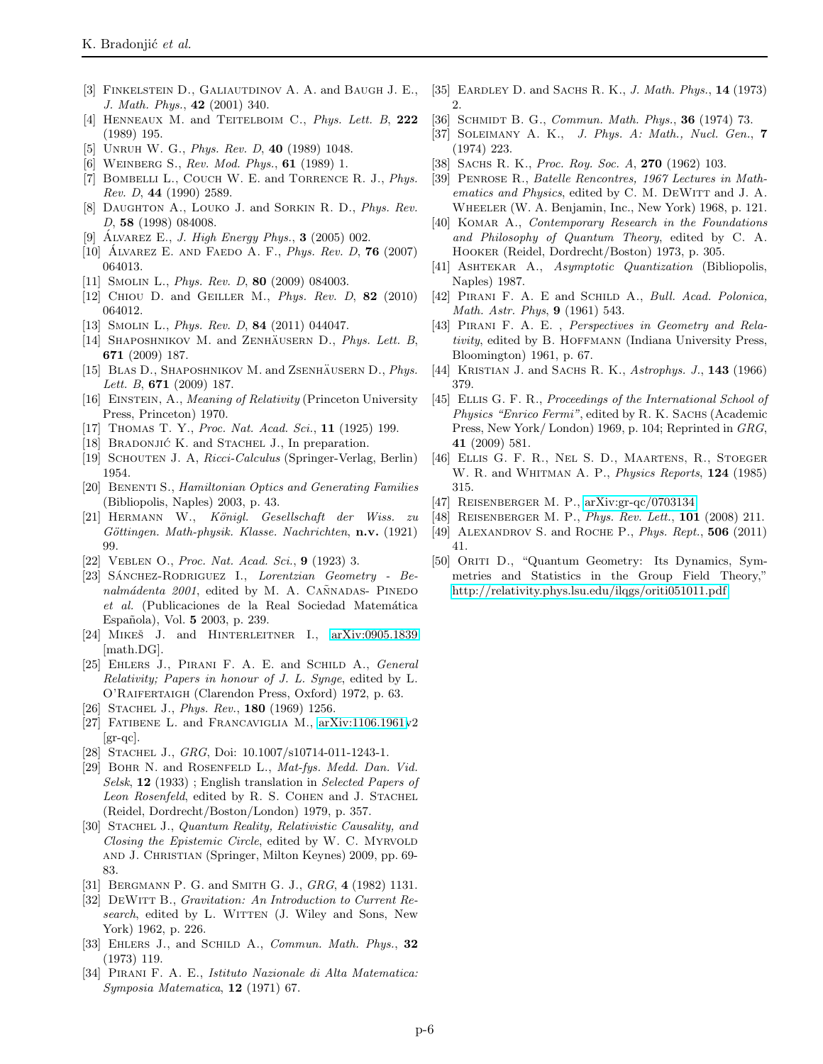[3] Finkelstein D., Galiautdinov A. A. and Baugh J. E., *J. Math. Phys.*, **42** (2001) 340.

[4] Henneaux M. and Teitelboim C., *Phys. Lett. B*, **222** (1989) 195.

[5] Unruh W. G., *Phys. Rev. D*, **40** (1989) 1048.

[6] Weinberg S., *Rev. Mod. Phys.*, **61** (1989) 1.

[7] Bombelli L., Couch W. E. and Torrence R. J., *Phys. Rev. D*, **44** (1990) 2589.

[8] Daughton A., Louko J. and Sorkin R. D., *Phys. Rev. D*, **58** (1998) 084008.

[9] Álvarez E., *J. High Energy Phys.*, **3** (2005) 002.

[10] Álvarez E. and Faedo A. F., *Phys. Rev. D*, **76** (2007) 064013.

[11] Smolin L., *Phys. Rev. D*, **80** (2009) 084003.

[12] Chiou D. and Geiller M., *Phys. Rev. D*, **82** (2010) 064012.

[13] Smolin L., *Phys. Rev. D*, **84** (2011) 044047.

[14] Shaposhnikov M. and Zenhäusern D., *Phys. Lett. B*, **671** (2009) 187.

[15] Blas D., Shaposhnikov M. and Zsenhäusern D., *Phys. Lett. B*, **671** (2009) 187.

[16] Einstein, A., *Meaning of Relativity* (Princeton University Press, Princeton) 1970.

[17] Thomas T. Y., *Proc. Nat. Acad. Sci.*, **11** (1925) 199.

[18] Bradonjić K. and Stachel J., In preparation.

[19] Schouten J. A, *Ricci-Calculus* (Springer-Verlag, Berlin) 1954.

[20] Benenti S., *Hamiltonian Optics and Generating Families* (Bibliopolis, Naples) 2003, p. 43.

[21] Hermann W., *Königl. Gesellschaft der Wiss. zu Göttingen. Math-physik. Klasse. Nachrichten*, **n.v.** (1921) 99.

[22] Veblen O., *Proc. Nat. Acad. Sci.*, **9** (1923) 3.

[23] Sánchez-Rodriguez I., *Lorentzian Geometry - Benalmádenta 2001*, edited by M. A. Caññadas- Pinedo *et al.* (Publicaciones de la Real Sociedad Matemática Española), Vol. **5** 2003, p. 239.

[24] Mikeš J. and Hinterleitner I., arXiv:0905.1839 [math.DG].

[25] Ehlers J., Pirani F. A. E. and Schild A., *General Relativity; Papers in honour of J. L. Synge*, edited by L. O'Raifertaigh (Clarendon Press, Oxford) 1972, p. 63.

[26] Stachel J., *Phys. Rev.*, **180** (1969) 1256.

[27] Fatibene L. and Francaviglia M., arXiv:1106.1961v2 [gr-qc].

[28] Stachel J., *GRG*, Doi: 10.1007/s10714-011-1243-1.

[29] Bohr N. and Rosenfeld L., *Mat-fys. Medd. Dan. Vid. Selsk*, **12** (1933) ; English translation in *Selected Papers of Leon Rosenfeld*, edited by R. S. Cohen and J. Stachel (Reidel, Dordrecht/Boston/London) 1979, p. 357.

[30] Stachel J., *Quantum Reality, Relativistic Causality, and Closing the Epistemic Circle*, edited by W. C. Myrvold and J. Christian (Springer, Milton Keynes) 2009, pp. 69-83.

[31] Bergmann P. G. and Smith G. J., *GRG*, **4** (1982) 1131.

[32] DeWitt B., *Gravitation: An Introduction to Current Research*, edited by L. Witten (J. Wiley and Sons, New York) 1962, p. 226.

[33] Ehlers J., and Schild A., *Commun. Math. Phys.*, **32** (1973) 119.

[34] Pirani F. A. E., *Istituto Nazionale di Alta Matematica: Symposia Matematica*, **12** (1971) 67.

[35] Eardley D. and Sachs R. K., *J. Math. Phys.*, **14** (1973) 2.

[36] Schmidt B. G., *Commun. Math. Phys.*, **36** (1974) 73.

[37] Soleimany A. K., *J. Phys. A: Math., Nucl. Gen.*, **7** (1974) 223.

[38] Sachs R. K., *Proc. Roy. Soc. A*, **270** (1962) 103.

[39] Penrose R., *Batelle Rencontres, 1967 Lectures in Mathematics and Physics*, edited by C. M. DeWitt and J. A. Wheeler (W. A. Benjamin, Inc., New York) 1968, p. 121.

[40] Komar A., *Contemporary Research in the Foundations and Philosophy of Quantum Theory*, edited by C. A. Hooker (Reidel, Dordrecht/Boston) 1973, p. 305.

[41] Ashtekar A., *Asymptotic Quantization* (Bibliopolis, Naples) 1987.

[42] Pirani F. A. E and Schild A., *Bull. Acad. Polonica, Math. Astr. Phys*, **9** (1961) 543.

[43] Pirani F. A. E. , *Perspectives in Geometry and Relativity*, edited by B. Hoffmann (Indiana University Press, Bloomington) 1961, p. 67.

[44] Kristian J. and Sachs R. K., *Astrophys. J.*, **143** (1966) 379.

[45] Ellis G. F. R., *Proceedings of the International School of Physics "Enrico Fermi"*, edited by R. K. Sachs (Academic Press, New York/ London) 1969, p. 104; Reprinted in *GRG*, **41** (2009) 581.

[46] Ellis G. F. R., Nel S. D., Maartens, R., Stoeger W. R. and Whitman A. P., *Physics Reports*, **124** (1985) 315.

[47] Reisenberger M. P., arXiv:gr-qc/0703134.

[48] Reisenberger M. P., *Phys. Rev. Lett.*, **101** (2008) 211.

[49] Alexandrov S. and Roche P., *Phys. Rept.*, **506** (2011) 41.

[50] Oriti D., "Quantum Geometry: Its Dynamics, Symmetries and Statistics in the Group Field Theory," http://relativity.phys.lsu.edu/ilqgs/oriti051011.pdf